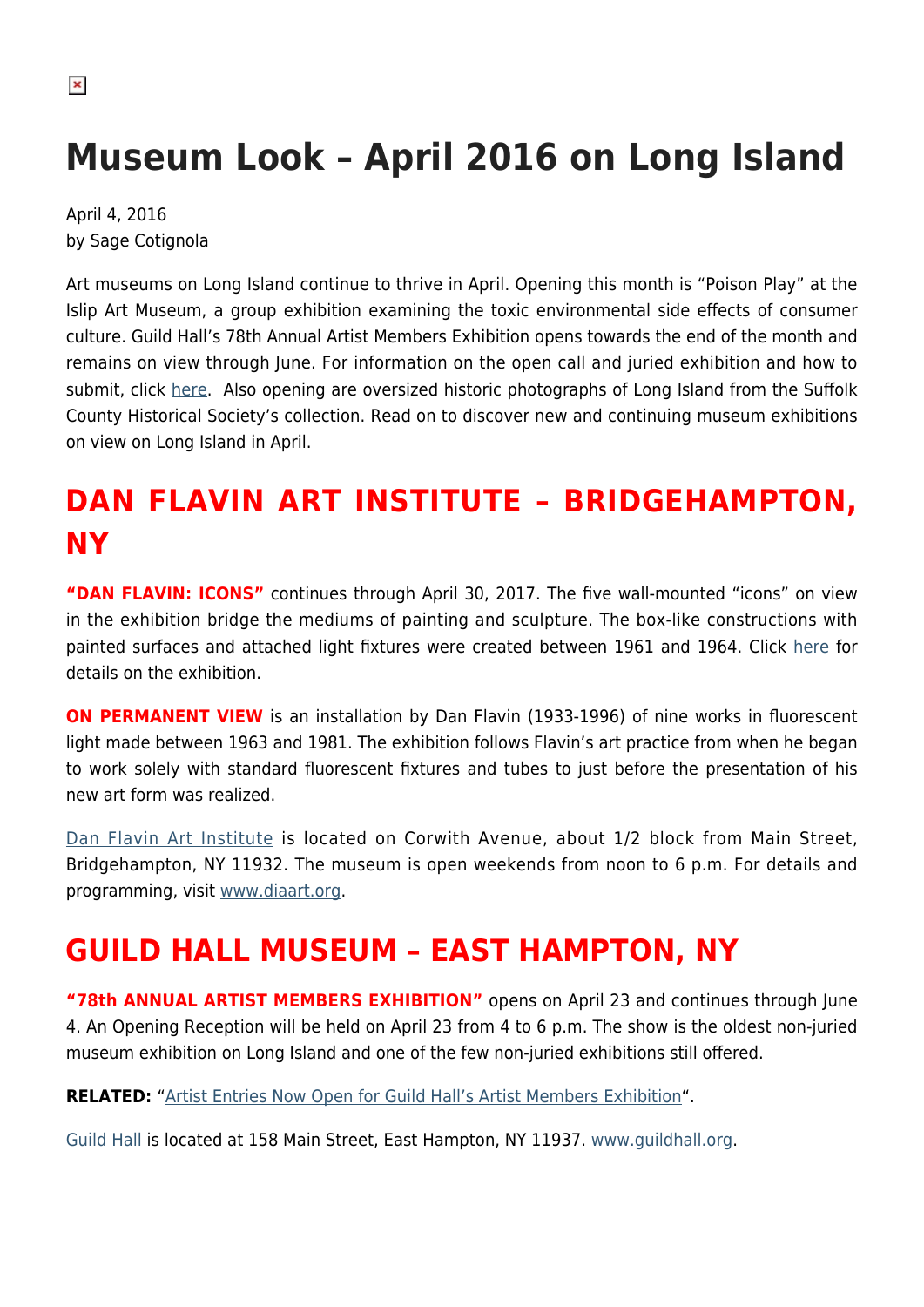# Museum Look – April 2016 on Long Island

April 4, 2016
by Sage Cotignola

Art museums on Long Island continue to thrive in April. Opening this month is "Poison Play" at the Islip Art Museum, a group exhibition examining the toxic environmental side effects of consumer culture. Guild Hall's 78th Annual Artist Members Exhibition opens towards the end of the month and remains on view through June. For information on the open call and juried exhibition and how to submit, click here. Also opening are oversized historic photographs of Long Island from the Suffolk County Historical Society's collection. Read on to discover new and continuing museum exhibitions on view on Long Island in April.

## DAN FLAVIN ART INSTITUTE – BRIDGEHAMPTON, NY

**"DAN FLAVIN: ICONS"** continues through April 30, 2017. The five wall-mounted "icons" on view in the exhibition bridge the mediums of painting and sculpture. The box-like constructions with painted surfaces and attached light fixtures were created between 1961 and 1964. Click here for details on the exhibition.

**ON PERMANENT VIEW** is an installation by Dan Flavin (1933-1996) of nine works in fluorescent light made between 1963 and 1981. The exhibition follows Flavin's art practice from when he began to work solely with standard fluorescent fixtures and tubes to just before the presentation of his new art form was realized.

Dan Flavin Art Institute is located on Corwith Avenue, about 1/2 block from Main Street, Bridgehampton, NY 11932. The museum is open weekends from noon to 6 p.m. For details and programming, visit www.diaart.org.

## GUILD HALL MUSEUM – EAST HAMPTON, NY

**"78th ANNUAL ARTIST MEMBERS EXHIBITION"** opens on April 23 and continues through June 4. An Opening Reception will be held on April 23 from 4 to 6 p.m. The show is the oldest non-juried museum exhibition on Long Island and one of the few non-juried exhibitions still offered.

**RELATED:** "Artist Entries Now Open for Guild Hall's Artist Members Exhibition".

Guild Hall is located at 158 Main Street, East Hampton, NY 11937. www.guildhall.org.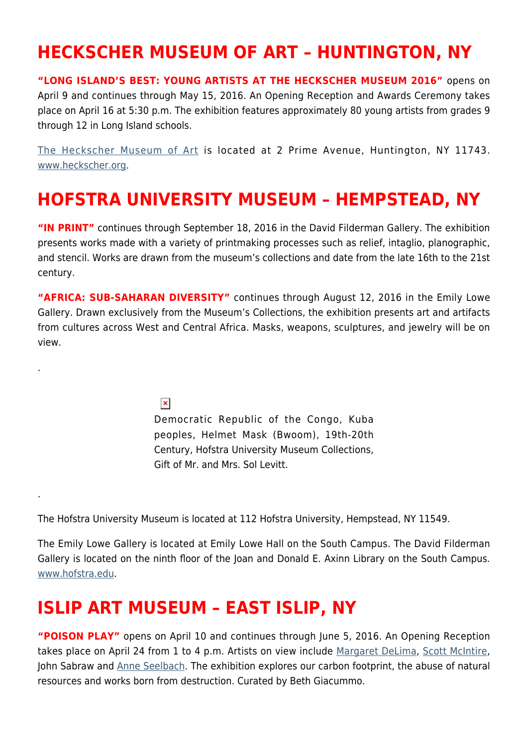# HECKSCHER MUSEUM OF ART – HUNTINGTON, NY

**"LONG ISLAND'S BEST: YOUNG ARTISTS AT THE HECKSCHER MUSEUM 2016"** opens on April 9 and continues through May 15, 2016. An Opening Reception and Awards Ceremony takes place on April 16 at 5:30 p.m. The exhibition features approximately 80 young artists from grades 9 through 12 in Long Island schools.

The Heckscher Museum of Art is located at 2 Prime Avenue, Huntington, NY 11743. www.heckscher.org.

# HOFSTRA UNIVERSITY MUSEUM – HEMPSTEAD, NY

**"IN PRINT"** continues through September 18, 2016 in the David Filderman Gallery. The exhibition presents works made with a variety of printmaking processes such as relief, intaglio, planographic, and stencil. Works are drawn from the museum's collections and date from the late 16th to the 21st century.

**"AFRICA: SUB-SAHARAN DIVERSITY"** continues through August 12, 2016 in the Emily Lowe Gallery. Drawn exclusively from the Museum's Collections, the exhibition presents art and artifacts from cultures across West and Central Africa. Masks, weapons, sculptures, and jewelry will be on view.

.

Democratic Republic of the Congo, Kuba peoples, Helmet Mask (Bwoom), 19th-20th Century, Hofstra University Museum Collections, Gift of Mr. and Mrs. Sol Levitt.

.

The Hofstra University Museum is located at 112 Hofstra University, Hempstead, NY 11549.

The Emily Lowe Gallery is located at Emily Lowe Hall on the South Campus. The David Filderman Gallery is located on the ninth floor of the Joan and Donald E. Axinn Library on the South Campus. www.hofstra.edu.

# ISLIP ART MUSEUM – EAST ISLIP, NY

**"POISON PLAY"** opens on April 10 and continues through June 5, 2016. An Opening Reception takes place on April 24 from 1 to 4 p.m. Artists on view include Margaret DeLima, Scott McIntire, John Sabraw and Anne Seelbach. The exhibition explores our carbon footprint, the abuse of natural resources and works born from destruction. Curated by Beth Giacummo.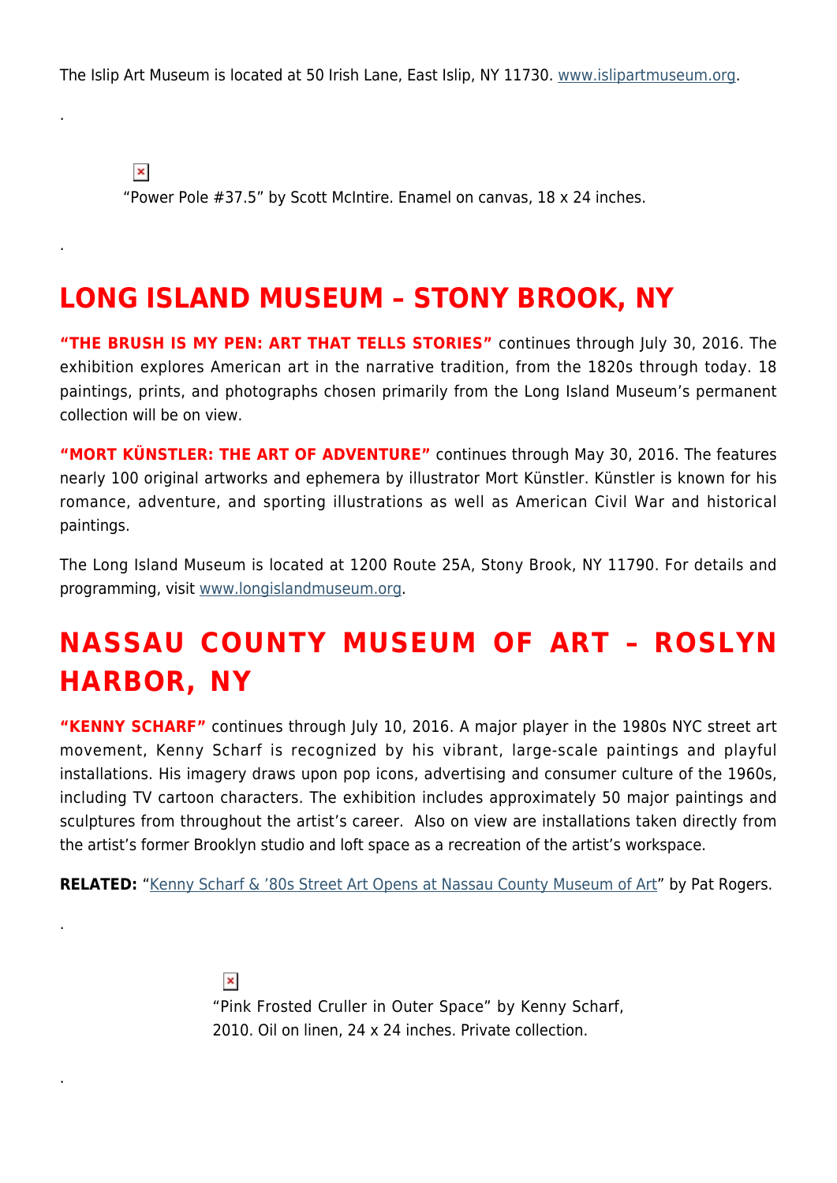The Islip Art Museum is located at 50 Irish Lane, East Islip, NY 11730. [www.islipartmuseum.org](http://www.islipartmuseum.org).

.

"Power Pole #37.5" by Scott McIntire. Enamel on canvas, 18 x 24 inches.

.

## LONG ISLAND MUSEUM – STONY BROOK, NY

**"THE BRUSH IS MY PEN: ART THAT TELLS STORIES"** continues through July 30, 2016. The exhibition explores American art in the narrative tradition, from the 1820s through today. 18 paintings, prints, and photographs chosen primarily from the Long Island Museum's permanent collection will be on view.

**"MORT KÜNSTLER: THE ART OF ADVENTURE"** continues through May 30, 2016. The features nearly 100 original artworks and ephemera by illustrator Mort Künstler. Künstler is known for his romance, adventure, and sporting illustrations as well as American Civil War and historical paintings.

The Long Island Museum is located at 1200 Route 25A, Stony Brook, NY 11790. For details and programming, visit [www.longislandmuseum.org](http://www.longislandmuseum.org).

## NASSAU COUNTY MUSEUM OF ART – ROSLYN HARBOR, NY

**"KENNY SCHARF"** continues through July 10, 2016. A major player in the 1980s NYC street art movement, Kenny Scharf is recognized by his vibrant, large-scale paintings and playful installations. His imagery draws upon pop icons, advertising and consumer culture of the 1960s, including TV cartoon characters. The exhibition includes approximately 50 major paintings and sculptures from throughout the artist's career. Also on view are installations taken directly from the artist's former Brooklyn studio and loft space as a recreation of the artist's workspace.

**RELATED:** "Kenny Scharf & '80s Street Art Opens at Nassau County Museum of Art" by Pat Rogers.

.

"Pink Frosted Cruller in Outer Space" by Kenny Scharf, 2010. Oil on linen, 24 x 24 inches. Private collection.

.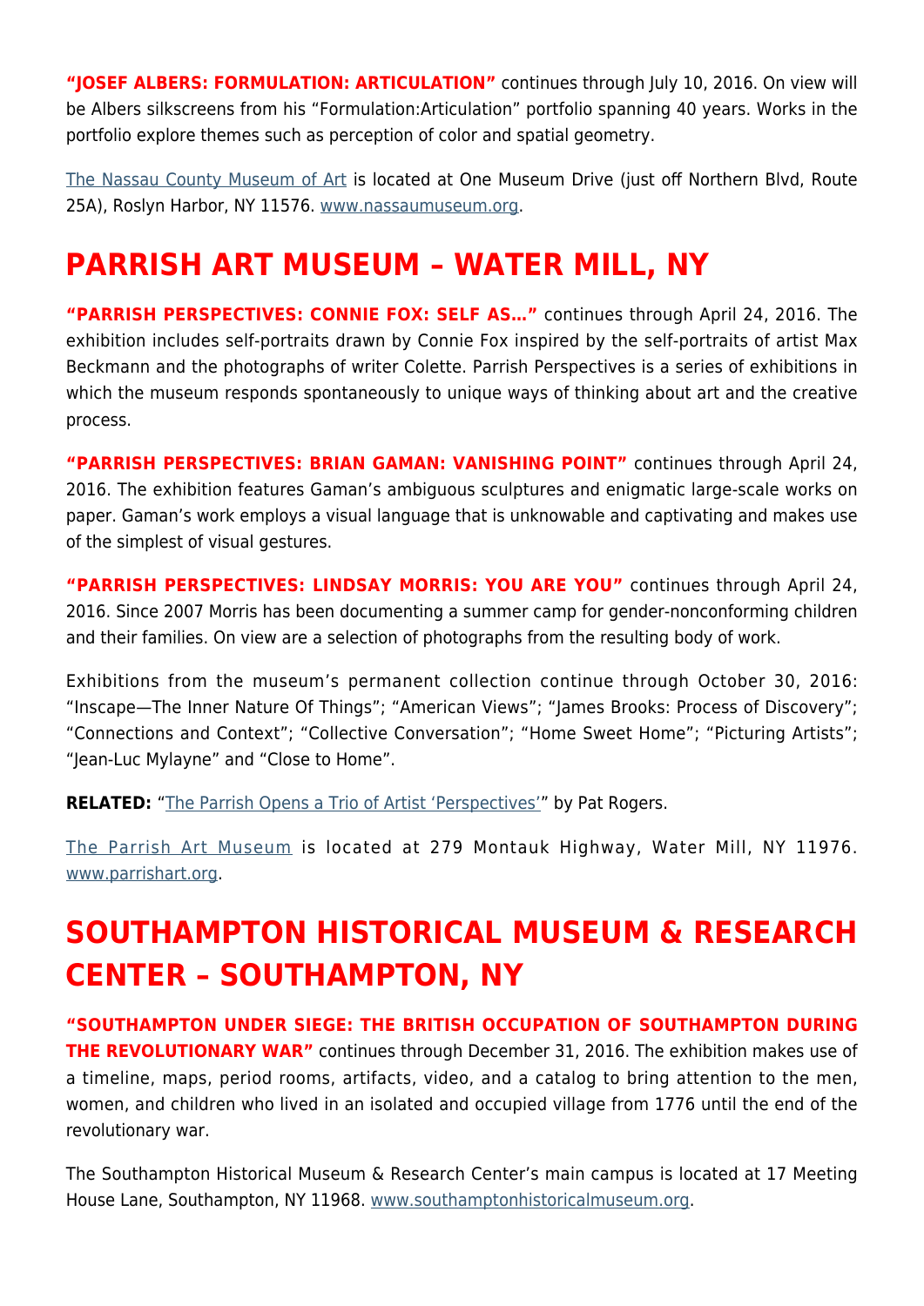**"JOSEF ALBERS: FORMULATION: ARTICULATION"** continues through July 10, 2016. On view will be Albers silkscreens from his "Formulation:Articulation" portfolio spanning 40 years. Works in the portfolio explore themes such as perception of color and spatial geometry.

The Nassau County Museum of Art is located at One Museum Drive (just off Northern Blvd, Route 25A), Roslyn Harbor, NY 11576. www.nassaumuseum.org.

## PARRISH ART MUSEUM – WATER MILL, NY

**"PARRISH PERSPECTIVES: CONNIE FOX: SELF AS…"** continues through April 24, 2016. The exhibition includes self-portraits drawn by Connie Fox inspired by the self-portraits of artist Max Beckmann and the photographs of writer Colette. Parrish Perspectives is a series of exhibitions in which the museum responds spontaneously to unique ways of thinking about art and the creative process.

**"PARRISH PERSPECTIVES: BRIAN GAMAN: VANISHING POINT"** continues through April 24, 2016. The exhibition features Gaman's ambiguous sculptures and enigmatic large-scale works on paper. Gaman's work employs a visual language that is unknowable and captivating and makes use of the simplest of visual gestures.

**"PARRISH PERSPECTIVES: LINDSAY MORRIS: YOU ARE YOU"** continues through April 24, 2016. Since 2007 Morris has been documenting a summer camp for gender-nonconforming children and their families. On view are a selection of photographs from the resulting body of work.

Exhibitions from the museum's permanent collection continue through October 30, 2016: "Inscape—The Inner Nature Of Things"; "American Views"; "James Brooks: Process of Discovery"; "Connections and Context"; "Collective Conversation"; "Home Sweet Home"; "Picturing Artists"; "Jean-Luc Mylayne" and "Close to Home".

**RELATED:** "The Parrish Opens a Trio of Artist 'Perspectives'" by Pat Rogers.

The Parrish Art Museum is located at 279 Montauk Highway, Water Mill, NY 11976. www.parrishart.org.

## SOUTHAMPTON HISTORICAL MUSEUM & RESEARCH CENTER – SOUTHAMPTON, NY

**"SOUTHAMPTON UNDER SIEGE: THE BRITISH OCCUPATION OF SOUTHAMPTON DURING THE REVOLUTIONARY WAR"** continues through December 31, 2016. The exhibition makes use of a timeline, maps, period rooms, artifacts, video, and a catalog to bring attention to the men, women, and children who lived in an isolated and occupied village from 1776 until the end of the revolutionary war.

The Southampton Historical Museum & Research Center's main campus is located at 17 Meeting House Lane, Southampton, NY 11968. www.southamptonhistoricalmuseum.org.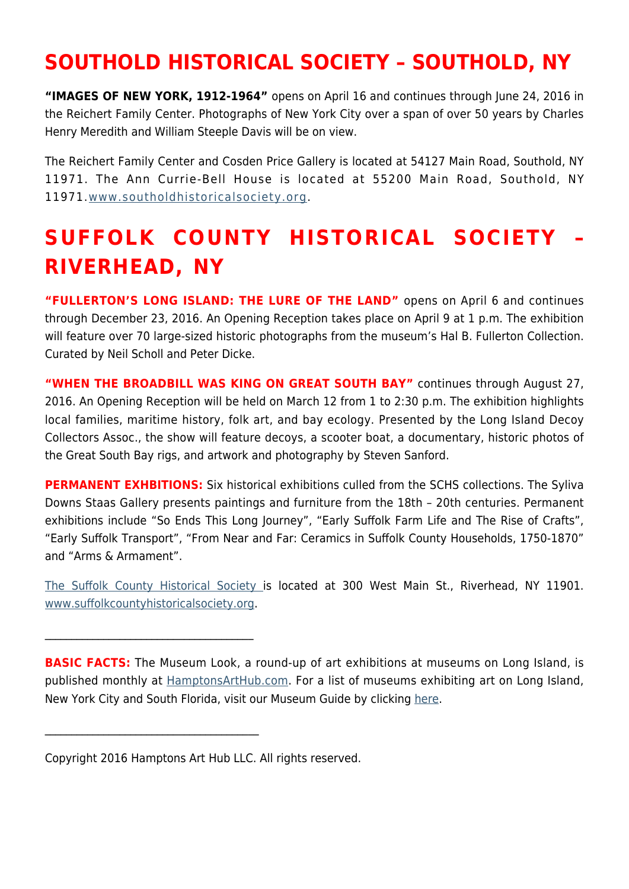# SOUTHOLD HISTORICAL SOCIETY – SOUTHOLD, NY

**"IMAGES OF NEW YORK, 1912-1964"** opens on April 16 and continues through June 24, 2016 in the Reichert Family Center. Photographs of New York City over a span of over 50 years by Charles Henry Meredith and William Steeple Davis will be on view.

The Reichert Family Center and Cosden Price Gallery is located at 54127 Main Road, Southold, NY 11971. The Ann Currie-Bell House is located at 55200 Main Road, Southold, NY 11971. [www.southoldhistoricalsociety.org](www.southoldhistoricalsociety.org).

# SUFFOLK COUNTY HISTORICAL SOCIETY – RIVERHEAD, NY

**"FULLERTON'S LONG ISLAND: THE LURE OF THE LAND"** opens on April 6 and continues through December 23, 2016. An Opening Reception takes place on April 9 at 1 p.m. The exhibition will feature over 70 large-sized historic photographs from the museum's Hal B. Fullerton Collection. Curated by Neil Scholl and Peter Dicke.

**"WHEN THE BROADBILL WAS KING ON GREAT SOUTH BAY"** continues through August 27, 2016. An Opening Reception will be held on March 12 from 1 to 2:30 p.m. The exhibition highlights local families, maritime history, folk art, and bay ecology. Presented by the Long Island Decoy Collectors Assoc., the show will feature decoys, a scooter boat, a documentary, historic photos of the Great South Bay rigs, and artwork and photography by Steven Sanford.

**PERMANENT EXHBITIONS:** Six historical exhibitions culled from the SCHS collections. The Syliva Downs Staas Gallery presents paintings and furniture from the 18th – 20th centuries. Permanent exhibitions include "So Ends This Long Journey", "Early Suffolk Farm Life and The Rise of Crafts", "Early Suffolk Transport", "From Near and Far: Ceramics in Suffolk County Households, 1750-1870" and "Arms & Armament".

The Suffolk County Historical Society is located at 300 West Main St., Riverhead, NY 11901. [www.suffolkcountyhistoricalsociety.org](www.suffolkcountyhistoricalsociety.org).

---

**BASIC FACTS:** The Museum Look, a round-up of art exhibitions at museums on Long Island, is published monthly at HamptonsArtHub.com. For a list of museums exhibiting art on Long Island, New York City and South Florida, visit our Museum Guide by clicking here.

---

Copyright 2016 Hamptons Art Hub LLC. All rights reserved.